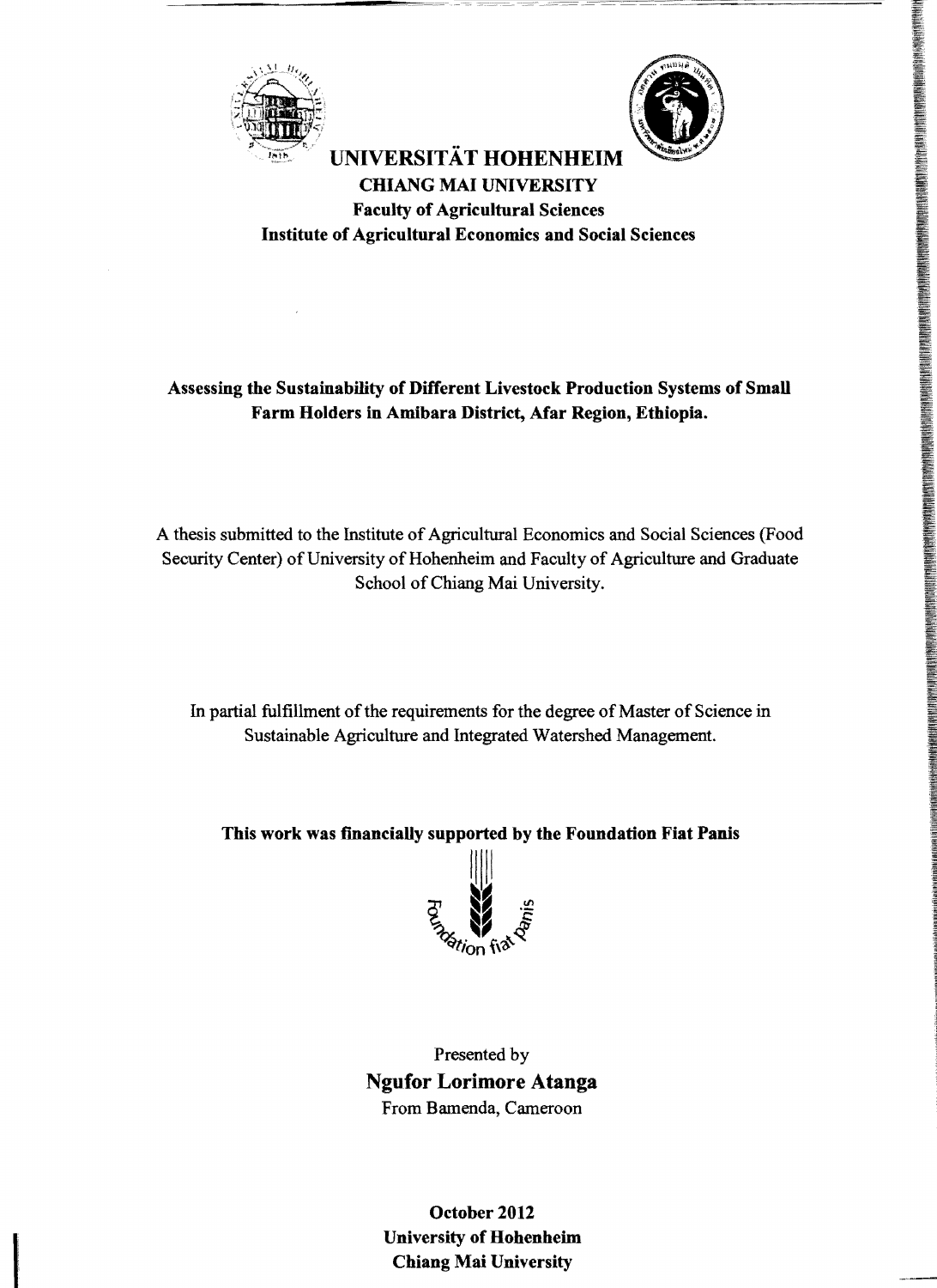**UNIVERSITÄT HOHENHEIM**

**CHIANG MAI UNIVERSITY**

**Faculty of Agricultural Sciences**

**Institute of Agricultural Economics and Social Sciences**

# Assessing the Sustainability of Different Livestock Production Systems of Small Farm Holders in Amibara District, Afar Region, Ethiopia.

A thesis submitted to the Institute of Agricultural Economics and Social Sciences (Food Security Center) of University of Hohenheim and Faculty of Agriculture and Graduate School of Chiang Mai University.

In partial fulfillment of the requirements for the degree of Master of Science in Sustainable Agriculture and Integrated Watershed Management.

**This work was financially supported by the Foundation Fiat Panis**

Foundation fiat panis

Presented by

**Ngufor Lorimore Atanga**

From Bamenda, Cameroon

**October 2012**

**University of Hohenheim**

**Chiang Mai University**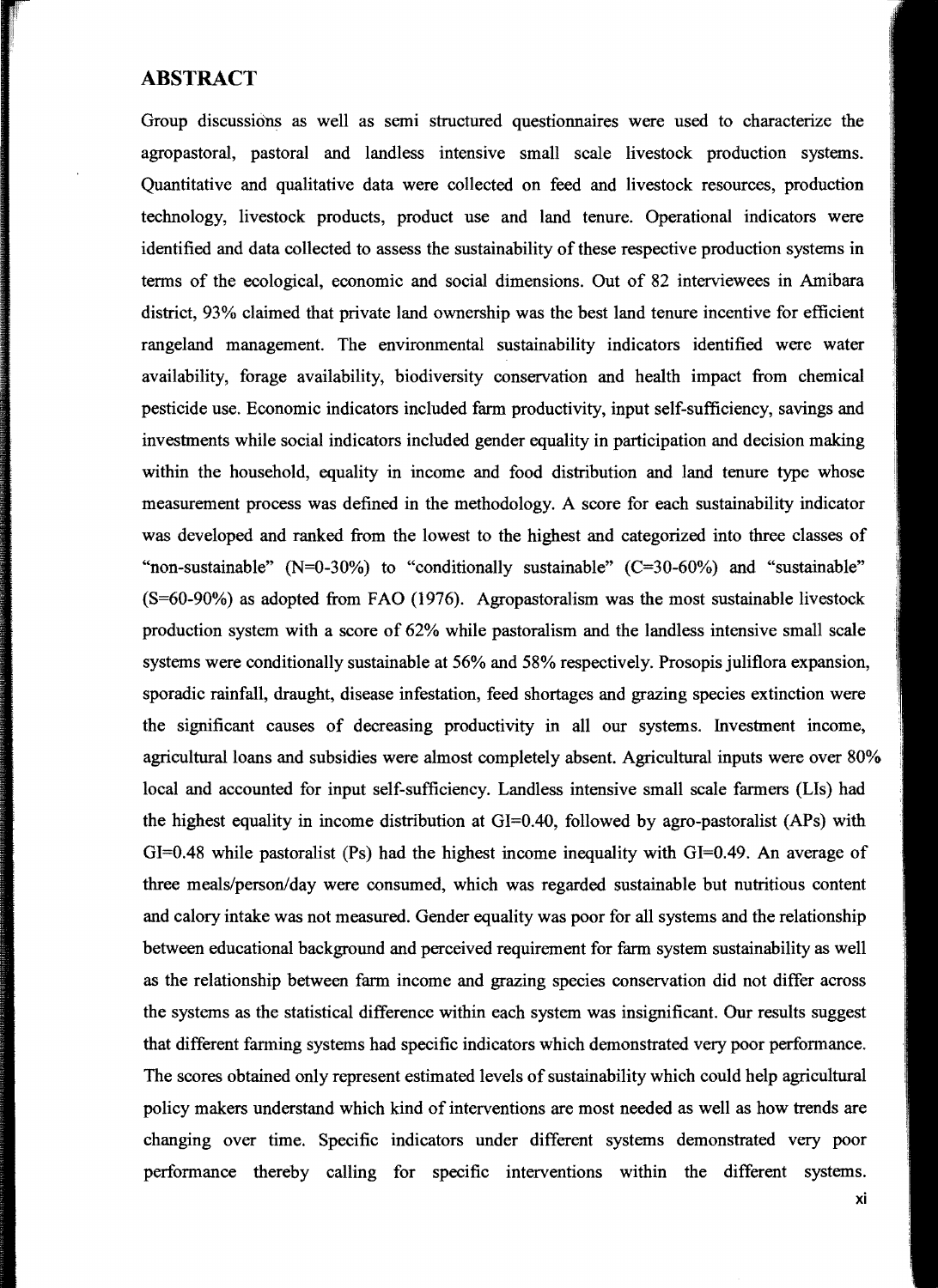## ABSTRACT

Group discussions as well as semi structured questionnaires were used to characterize the agropastoral, pastoral and landless intensive small scale livestock production systems. Quantitative and qualitative data were collected on feed and livestock resources, production technology, livestock products, product use and land tenure. Operational indicators were identified and data collected to assess the sustainability of these respective production systems in terms of the ecological, economic and social dimensions. Out of 82 interviewees in Amibara district, 93% claimed that private land ownership was the best land tenure incentive for efficient rangeland management. The environmental sustainability indicators identified were water availability, forage availability, biodiversity conservation and health impact from chemical pesticide use. Economic indicators included farm productivity, input self-sufficiency, savings and investments while social indicators included gender equality in participation and decision making within the household, equality in income and food distribution and land tenure type whose measurement process was defined in the methodology. A score for each sustainability indicator was developed and ranked from the lowest to the highest and categorized into three classes of "non-sustainable" (N=0-30%) to "conditionally sustainable" (C=30-60%) and "sustainable" (S=60-90%) as adopted from FAO (1976). Agropastoralism was the most sustainable livestock production system with a score of 62% while pastoralism and the landless intensive small scale systems were conditionally sustainable at 56% and 58% respectively. Prosopis juliflora expansion, sporadic rainfall, draught, disease infestation, feed shortages and grazing species extinction were the significant causes of decreasing productivity in all our systems. Investment income, agricultural loans and subsidies were almost completely absent. Agricultural inputs were over 80% local and accounted for input self-sufficiency. Landless intensive small scale farmers (LIs) had the highest equality in income distribution at GI=0.40, followed by agro-pastoralist (APs) with GI=0.48 while pastoralist (Ps) had the highest income inequality with GI=0.49. An average of three meals/person/day were consumed, which was regarded sustainable but nutritious content and calory intake was not measured. Gender equality was poor for all systems and the relationship between educational background and perceived requirement for farm system sustainability as well as the relationship between farm income and grazing species conservation did not differ across the systems as the statistical difference within each system was insignificant. Our results suggest that different farming systems had specific indicators which demonstrated very poor performance. The scores obtained only represent estimated levels of sustainability which could help agricultural policy makers understand which kind of interventions are most needed as well as how trends are changing over time. Specific indicators under different systems demonstrated very poor performance thereby calling for specific interventions within the different systems.